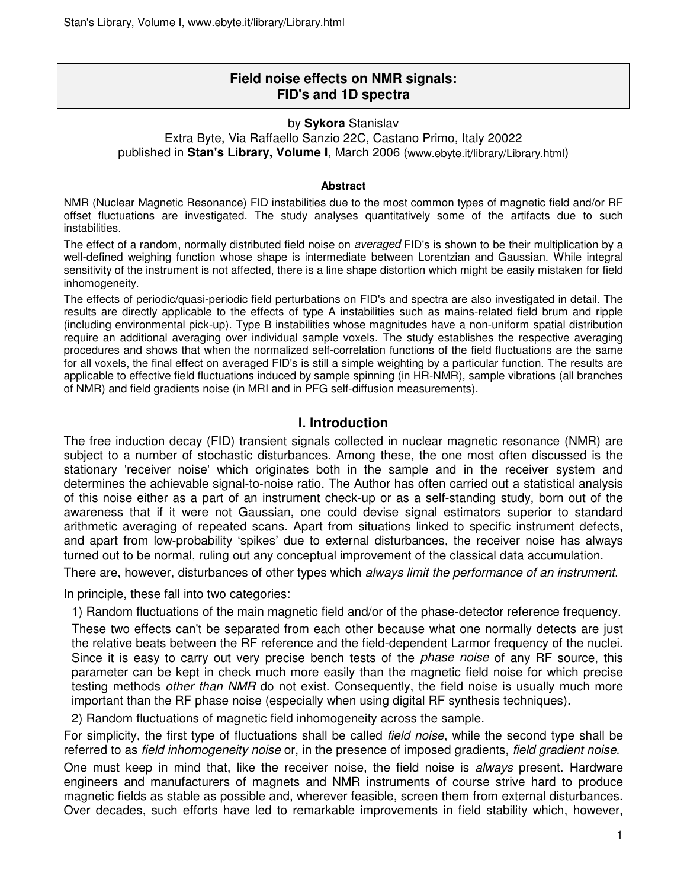# Field noise effects on NMR signals: FID's and 1D spectra

by **Sykora** Stanislav
Extra Byte, Via Raffaello Sanzio 22C, Castano Primo, Italy 20022
published in **Stan's Library, Volume I**, March 2006 (www.ebyte.it/library/Library.html)

#### Abstract

NMR (Nuclear Magnetic Resonance) FID instabilities due to the most common types of magnetic field and/or RF offset fluctuations are investigated. The study analyses quantitatively some of the artifacts due to such instabilities.

The effect of a random, normally distributed field noise on *averaged* FID's is shown to be their multiplication by a well-defined weighing function whose shape is intermediate between Lorentzian and Gaussian. While integral sensitivity of the instrument is not affected, there is a line shape distortion which might be easily mistaken for field inhomogeneity.

The effects of periodic/quasi-periodic field perturbations on FID's and spectra are also investigated in detail. The results are directly applicable to the effects of type A instabilities such as mains-related field brum and ripple (including environmental pick-up). Type B instabilities whose magnitudes have a non-uniform spatial distribution require an additional averaging over individual sample voxels. The study establishes the respective averaging procedures and shows that when the normalized self-correlation functions of the field fluctuations are the same for all voxels, the final effect on averaged FID's is still a simple weighting by a particular function. The results are applicable to effective field fluctuations induced by sample spinning (in HR-NMR), sample vibrations (all branches of NMR) and field gradients noise (in MRI and in PFG self-diffusion measurements).

## I. Introduction

The free induction decay (FID) transient signals collected in nuclear magnetic resonance (NMR) are subject to a number of stochastic disturbances. Among these, the one most often discussed is the stationary 'receiver noise' which originates both in the sample and in the receiver system and determines the achievable signal-to-noise ratio. The Author has often carried out a statistical analysis of this noise either as a part of an instrument check-up or as a self-standing study, born out of the awareness that if it were not Gaussian, one could devise signal estimators superior to standard arithmetic averaging of repeated scans. Apart from situations linked to specific instrument defects, and apart from low-probability 'spikes' due to external disturbances, the receiver noise has always turned out to be normal, ruling out any conceptual improvement of the classical data accumulation.

There are, however, disturbances of other types which *always limit the performance of an instrument*.

In principle, these fall into two categories:

1) Random fluctuations of the main magnetic field and/or of the phase-detector reference frequency.

These two effects can't be separated from each other because what one normally detects are just the relative beats between the RF reference and the field-dependent Larmor frequency of the nuclei. Since it is easy to carry out very precise bench tests of the *phase noise* of any RF source, this parameter can be kept in check much more easily than the magnetic field noise for which precise testing methods *other than NMR* do not exist. Consequently, the field noise is usually much more important than the RF phase noise (especially when using digital RF synthesis techniques).

2) Random fluctuations of magnetic field inhomogeneity across the sample.

For simplicity, the first type of fluctuations shall be called *field noise*, while the second type shall be referred to as *field inhomogeneity noise* or, in the presence of imposed gradients, *field gradient noise*.

One must keep in mind that, like the receiver noise, the field noise is *always* present. Hardware engineers and manufacturers of magnets and NMR instruments of course strive hard to produce magnetic fields as stable as possible and, wherever feasible, screen them from external disturbances. Over decades, such efforts have led to remarkable improvements in field stability which, however,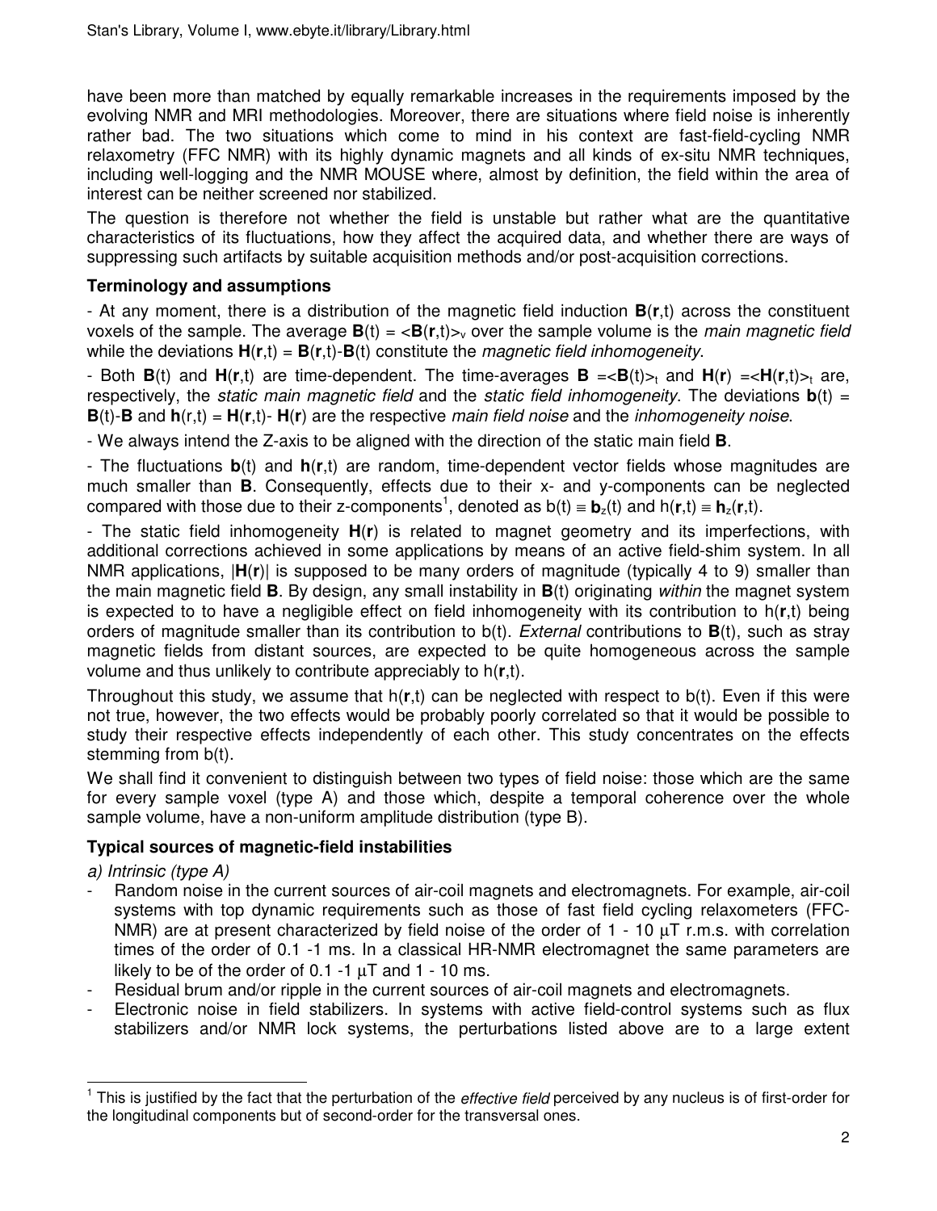have been more than matched by equally remarkable increases in the requirements imposed by the evolving NMR and MRI methodologies. Moreover, there are situations where field noise is inherently rather bad. The two situations which come to mind in his context are fast-field-cycling NMR relaxometry (FFC NMR) with its highly dynamic magnets and all kinds of ex-situ NMR techniques, including well-logging and the NMR MOUSE where, almost by definition, the field within the area of interest can be neither screened nor stabilized.

The question is therefore not whether the field is unstable but rather what are the quantitative characteristics of its fluctuations, how they affect the acquired data, and whether there are ways of suppressing such artifacts by suitable acquisition methods and/or post-acquisition corrections.

### Terminology and assumptions

- At any moment, there is a distribution of the magnetic field induction $\mathbf{B}(\mathbf{r},t)$ across the constituent voxels of the sample. The average $\mathbf{B}(t) = <\mathbf{B}(\mathbf{r},t)>_v$ over the sample volume is the *main magnetic field* while the deviations $\mathbf{H}(\mathbf{r},t) = \mathbf{B}(\mathbf{r},t)-\mathbf{B}(t)$ constitute the *magnetic field inhomogeneity*.

- Both $\mathbf{B}(t)$ and $\mathbf{H}(\mathbf{r},t)$ are time-dependent. The time-averages $\mathbf{B} =<\mathbf{B}(t)>_t$ and $\mathbf{H}(\mathbf{r}) =<\mathbf{H}(\mathbf{r},t)>_t$ are, respectively, the *static main magnetic field* and the *static field inhomogeneity*. The deviations $\mathbf{b}(t) = \mathbf{B}(t)-\mathbf{B}$ and $\mathbf{h}(r,t) = \mathbf{H}(\mathbf{r},t)- \mathbf{H}(\mathbf{r})$ are the respective *main field noise* and the *inhomogeneity noise*.

- We always intend the Z-axis to be aligned with the direction of the static main field $\mathbf{B}$.

- The fluctuations $\mathbf{b}(t)$ and $\mathbf{h}(\mathbf{r},t)$ are random, time-dependent vector fields whose magnitudes are much smaller than $\mathbf{B}$. Consequently, effects due to their x- and y-components can be neglected compared with those due to their z-components[1], denoted as $b(t) \equiv \mathbf{b}_z(t)$ and $h(\mathbf{r},t) \equiv \mathbf{h}_z(\mathbf{r},t)$.

- The static field inhomogeneity $\mathbf{H}(\mathbf{r})$ is related to magnet geometry and its imperfections, with additional corrections achieved in some applications by means of an active field-shim system. In all NMR applications, $|\mathbf{H}(\mathbf{r})|$ is supposed to be many orders of magnitude (typically 4 to 9) smaller than the main magnetic field $\mathbf{B}$. By design, any small instability in $\mathbf{B}(t)$ originating *within* the magnet system is expected to to have a negligible effect on field inhomogeneity with its contribution to $h(\mathbf{r},t)$ being orders of magnitude smaller than its contribution to $b(t)$. *External* contributions to $\mathbf{B}(t)$, such as stray magnetic fields from distant sources, are expected to be quite homogeneous across the sample volume and thus unlikely to contribute appreciably to $h(\mathbf{r},t)$.

Throughout this study, we assume that $h(\mathbf{r},t)$ can be neglected with respect to $b(t)$. Even if this were not true, however, the two effects would be probably poorly correlated so that it would be possible to study their respective effects independently of each other. This study concentrates on the effects stemming from $b(t)$.

We shall find it convenient to distinguish between two types of field noise: those which are the same for every sample voxel (type A) and those which, despite a temporal coherence over the whole sample volume, have a non-uniform amplitude distribution (type B).

### Typical sources of magnetic-field instabilities

*a) Intrinsic (type A)*

- Random noise in the current sources of air-coil magnets and electromagnets. For example, air-coil systems with top dynamic requirements such as those of fast field cycling relaxometers (FFC-NMR) are at present characterized by field noise of the order of 1 - 10 μT r.m.s. with correlation times of the order of 0.1 -1 ms. In a classical HR-NMR electromagnet the same parameters are likely to be of the order of 0.1 -1 μT and 1 - 10 ms.
- Residual brum and/or ripple in the current sources of air-coil magnets and electromagnets.
- Electronic noise in field stabilizers. In systems with active field-control systems such as flux stabilizers and/or NMR lock systems, the perturbations listed above are to a large extent

[1] This is justified by the fact that the perturbation of the *effective field* perceived by any nucleus is of first-order for the longitudinal components but of second-order for the transversal ones.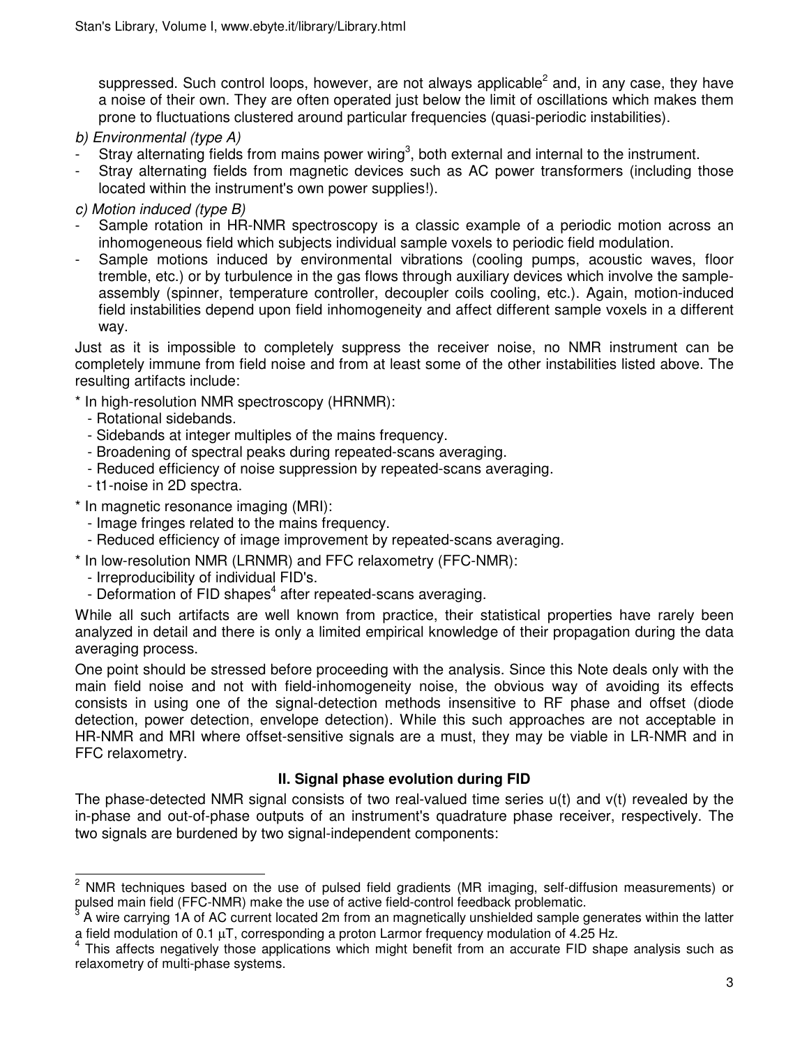suppressed. Such control loops, however, are not always applicable[2] and, in any case, they have a noise of their own. They are often operated just below the limit of oscillations which makes them prone to fluctuations clustered around particular frequencies (quasi-periodic instabilities).

*b) Environmental (type A)*

- Stray alternating fields from mains power wiring[3], both external and internal to the instrument.
- Stray alternating fields from magnetic devices such as AC power transformers (including those located within the instrument's own power supplies!).

*c) Motion induced (type B)*

- Sample rotation in HR-NMR spectroscopy is a classic example of a periodic motion across an inhomogeneous field which subjects individual sample voxels to periodic field modulation.
- Sample motions induced by environmental vibrations (cooling pumps, acoustic waves, floor tremble, etc.) or by turbulence in the gas flows through auxiliary devices which involve the sample-assembly (spinner, temperature controller, decoupler coils cooling, etc.). Again, motion-induced field instabilities depend upon field inhomogeneity and affect different sample voxels in a different way.

Just as it is impossible to completely suppress the receiver noise, no NMR instrument can be completely immune from field noise and from at least some of the other instabilities listed above. The resulting artifacts include:

\* In high-resolution NMR spectroscopy (HRNMR):
  - Rotational sidebands.
  - Sidebands at integer multiples of the mains frequency.
  - Broadening of spectral peaks during repeated-scans averaging.
  - Reduced efficiency of noise suppression by repeated-scans averaging.
  - t1-noise in 2D spectra.

\* In magnetic resonance imaging (MRI):
  - Image fringes related to the mains frequency.
  - Reduced efficiency of image improvement by repeated-scans averaging.

\* In low-resolution NMR (LRNMR) and FFC relaxometry (FFC-NMR):
  - Irreproducibility of individual FID's.
  - Deformation of FID shapes[4] after repeated-scans averaging.

While all such artifacts are well known from practice, their statistical properties have rarely been analyzed in detail and there is only a limited empirical knowledge of their propagation during the data averaging process.

One point should be stressed before proceeding with the analysis. Since this Note deals only with the main field noise and not with field-inhomogeneity noise, the obvious way of avoiding its effects consists in using one of the signal-detection methods insensitive to RF phase and offset (diode detection, power detection, envelope detection). While this such approaches are not acceptable in HR-NMR and MRI where offset-sensitive signals are a must, they may be viable in LR-NMR and in FFC relaxometry.

## II. Signal phase evolution during FID

The phase-detected NMR signal consists of two real-valued time series u(t) and v(t) revealed by the in-phase and out-of-phase outputs of an instrument's quadrature phase receiver, respectively. The two signals are burdened by two signal-independent components:

---

[2] NMR techniques based on the use of pulsed field gradients (MR imaging, self-diffusion measurements) or pulsed main field (FFC-NMR) make the use of active field-control feedback problematic.

[3] A wire carrying 1A of AC current located 2m from an magnetically unshielded sample generates within the latter a field modulation of 0.1 μT, corresponding a proton Larmor frequency modulation of 4.25 Hz.

[4] This affects negatively those applications which might benefit from an accurate FID shape analysis such as relaxometry of multi-phase systems.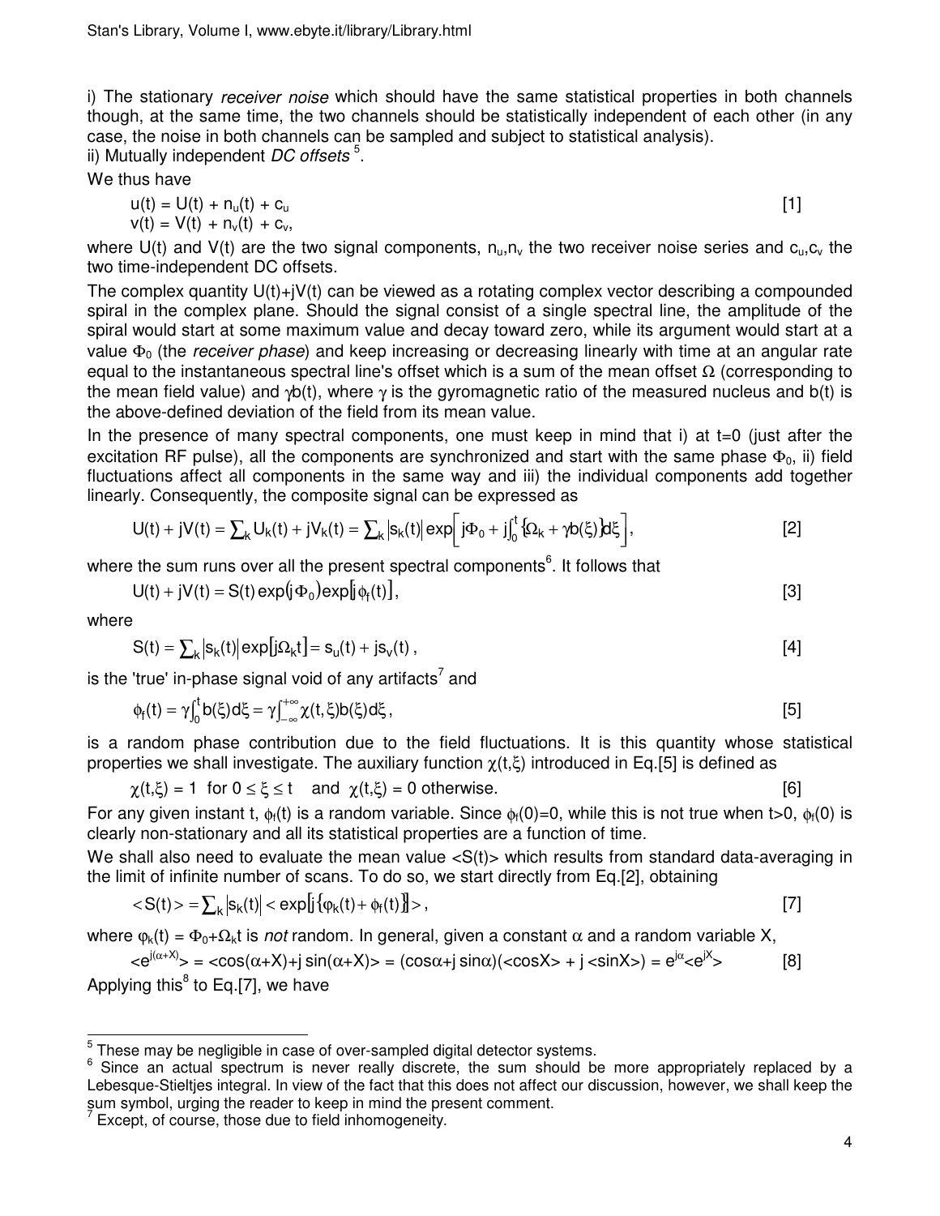i) The stationary *receiver noise* which should have the same statistical properties in both channels though, at the same time, the two channels should be statistically independent of each other (in any case, the noise in both channels can be sampled and subject to statistical analysis).
ii) Mutually independent *DC offsets* [5].

We thus have

$$u(t) = U(t) + n_u(t) + c_u \qquad [1]$$
$$v(t) = V(t) + n_v(t) + c_v,$$

where U(t) and V(t) are the two signal components, $n_u$,$n_v$ the two receiver noise series and $c_u$,$c_v$ the two time-independent DC offsets.

The complex quantity U(t)+jV(t) can be viewed as a rotating complex vector describing a compounded spiral in the complex plane. Should the signal consist of a single spectral line, the amplitude of the spiral would start at some maximum value and decay toward zero, while its argument would start at a value $\Phi_0$ (the *receiver phase*) and keep increasing or decreasing linearly with time at an angular rate equal to the instantaneous spectral line's offset which is a sum of the mean offset $\Omega$ (corresponding to the mean field value) and $\gamma b(t)$, where $\gamma$ is the gyromagnetic ratio of the measured nucleus and b(t) is the above-defined deviation of the field from its mean value.

In the presence of many spectral components, one must keep in mind that i) at t=0 (just after the excitation RF pulse), all the components are synchronized and start with the same phase $\Phi_0$, ii) field fluctuations affect all components in the same way and iii) the individual components add together linearly. Consequently, the composite signal can be expressed as

$$U(t) + jV(t) = \sum_k U_k(t) + jV_k(t) = \sum_k |s_k(t)| \exp\left[ j\Phi_0 + j\int_0^t \{\Omega_k + \gamma b(\xi)\} d\xi \right], \qquad [2]$$

where the sum runs over all the present spectral components [6]. It follows that

$$U(t) + jV(t) = S(t)\exp(j\Phi_0)\exp[j\phi_f(t)], \qquad [3]$$

where

$$S(t) = \sum_k |s_k(t)| \exp[j\Omega_k t] = s_u(t) + js_v(t), \qquad [4]$$

is the 'true' in-phase signal void of any artifacts [7] and

$$\phi_f(t) = \gamma\int_0^t b(\xi)d\xi = \gamma\int_{-\infty}^{+\infty} \chi(t,\xi) b(\xi) d\xi, \qquad [5]$$

is a random phase contribution due to the field fluctuations. It is this quantity whose statistical properties we shall investigate. The auxiliary function $\chi(t,\xi)$ introduced in Eq.[5] is defined as

$$\chi(t,\xi) = 1 \text{ for } 0 \le \xi \le t \quad \text{and} \quad \chi(t,\xi) = 0 \text{ otherwise.} \qquad [6]$$

For any given instant t, $\phi_f(t)$ is a random variable. Since $\phi_f(0)=0$, while this is not true when t>0, $\phi_f(0)$ is clearly non-stationary and all its statistical properties are a function of time.

We shall also need to evaluate the mean value <S(t)> which results from standard data-averaging in the limit of infinite number of scans. To do so, we start directly from Eq.[2], obtaining

$$< S(t) > = \sum_k |s_k(t)| < \exp[j\{\varphi_k(t) + \phi_f(t)\}] >, \qquad [7]$$

where $\varphi_k(t) = \Phi_0 + \Omega_k t$ is *not* random. In general, given a constant $\alpha$ and a random variable X,

$$<e^{j(\alpha+X)}> = <\cos(\alpha+X)+j\sin(\alpha+X)> = (\cos\alpha+j\sin\alpha)(<\cos X> + j<\sin X>) = e^{j\alpha}<e^{jX}> \qquad [8]$$

Applying this [8] to Eq.[7], we have

---

[5] These may be negligible in case of over-sampled digital detector systems.

[6] Since an actual spectrum is never really discrete, the sum should be more appropriately replaced by a Lebesque-Stieltjes integral. In view of the fact that this does not affect our discussion, however, we shall keep the sum symbol, urging the reader to keep in mind the present comment.

[7] Except, of course, those due to field inhomogeneity.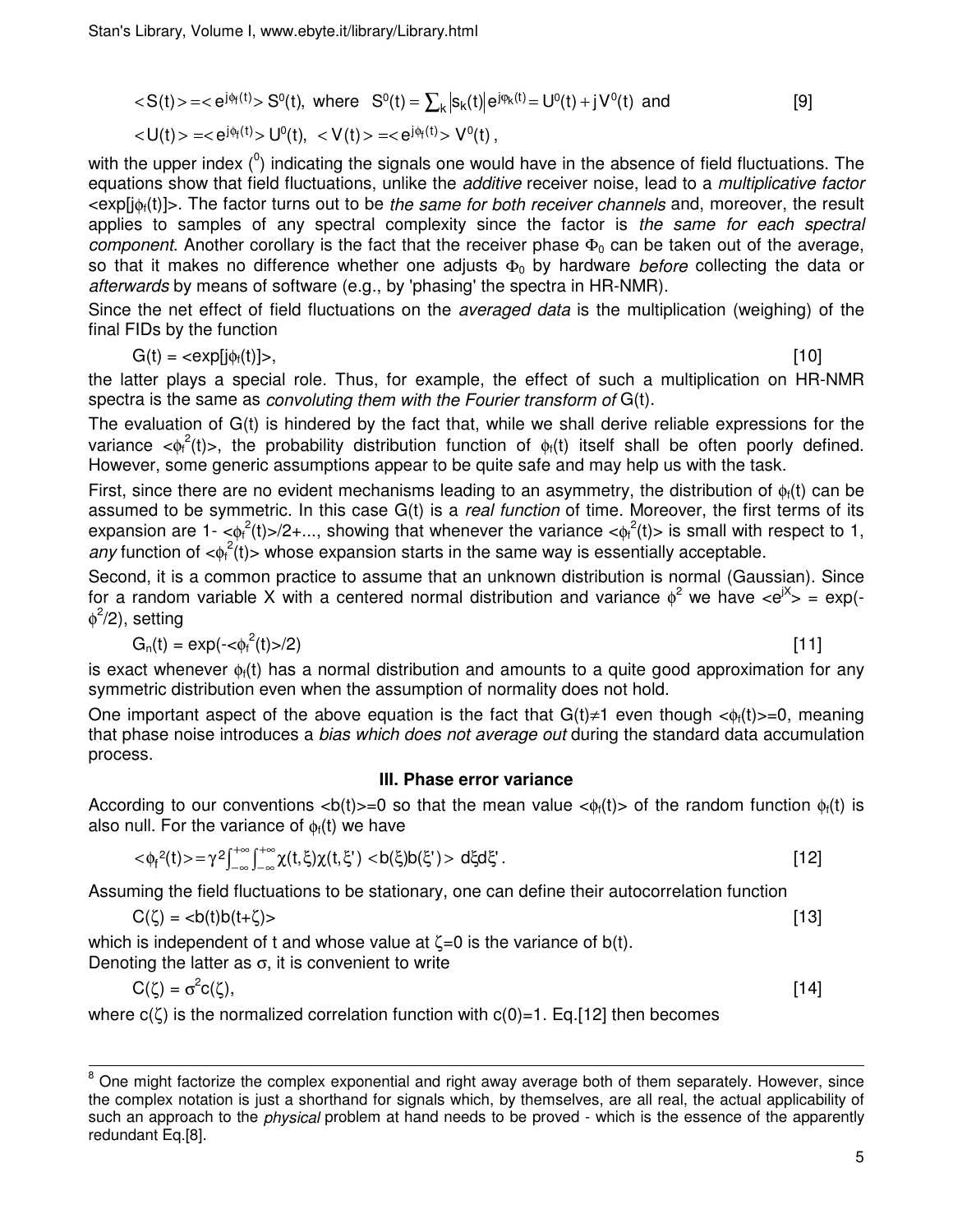$$< S(t) > = < e^{j\phi_f(t)} > S^0(t), \text{ where } S^0(t) = \sum_k |s_k(t)| e^{j\varphi_k(t)} = U^0(t) + jV^0(t) \text{ and} \quad [9]$$

$$< U(t) > = < e^{j\phi_f(t)} > U^0(t), \; < V(t) > = < e^{j\phi_f(t)} > V^0(t),$$

with the upper index ($^0$) indicating the signals one would have in the absence of field fluctuations. The equations show that field fluctuations, unlike the *additive* receiver noise, lead to a *multiplicative factor* $<\exp[j\phi_f(t)]>$. The factor turns out to be *the same for both receiver channels* and, moreover, the result applies to samples of any spectral complexity since the factor is *the same for each spectral component*. Another corollary is the fact that the receiver phase $\Phi_0$ can be taken out of the average, so that it makes no difference whether one adjusts $\Phi_0$ by hardware *before* collecting the data or *afterwards* by means of software (e.g., by 'phasing' the spectra in HR-NMR).

Since the net effect of field fluctuations on the *averaged data* is the multiplication (weighing) of the final FIDs by the function

$$G(t) = <\exp[j\phi_f(t)]>, \quad [10]$$

the latter plays a special role. Thus, for example, the effect of such a multiplication on HR-NMR spectra is the same as *convoluting them with the Fourier transform of* G(t).

The evaluation of G(t) is hindered by the fact that, while we shall derive reliable expressions for the variance $<\phi_f^2(t)>$, the probability distribution function of $\phi_f(t)$ itself shall be often poorly defined. However, some generic assumptions appear to be quite safe and may help us with the task.

First, since there are no evident mechanisms leading to an asymmetry, the distribution of $\phi_f(t)$ can be assumed to be symmetric. In this case G(t) is a *real function* of time. Moreover, the first terms of its expansion are $1 - <\phi_f^2(t)>/2 + \ldots$, showing that whenever the variance $<\phi_f^2(t)>$ is small with respect to 1, *any* function of $<\phi_f^2(t)>$ whose expansion starts in the same way is essentially acceptable.

Second, it is a common practice to assume that an unknown distribution is normal (Gaussian). Since for a random variable X with a centered normal distribution and variance $\phi^2$ we have $<e^{jX}> = \exp(-\phi^2/2)$, setting

$$G_n(t) = \exp(-<\phi_f^2(t)>/2) \quad [11]$$

is exact whenever $\phi_f(t)$ has a normal distribution and amounts to a quite good approximation for any symmetric distribution even when the assumption of normality does not hold.

One important aspect of the above equation is the fact that $G(t) \neq 1$ even though $<\phi_f(t)>=0$, meaning that phase noise introduces a *bias which does not average out* during the standard data accumulation process.

### III. Phase error variance

According to our conventions $<b(t)>=0$ so that the mean value $<\phi_f(t)>$ of the random function $\phi_f(t)$ is also null. For the variance of $\phi_f(t)$ we have

$$<\phi_f^2(t)> = \gamma^2 \int_{-\infty}^{+\infty}\int_{-\infty}^{+\infty} \chi(t,\xi)\chi(t,\xi') <b(\xi)b(\xi')> d\xi d\xi'. \quad [12]$$

Assuming the field fluctuations to be stationary, one can define their autocorrelation function

$$C(\zeta) = <b(t)b(t+\zeta)> \quad [13]$$

which is independent of t and whose value at $\zeta=0$ is the variance of b(t).
Denoting the latter as $\sigma$, it is convenient to write

$$C(\zeta) = \sigma^2 c(\zeta), \quad [14]$$

where $c(\zeta)$ is the normalized correlation function with $c(0)=1$. Eq.[12] then becomes

---

[8] One might factorize the complex exponential and right away average both of them separately. However, since the complex notation is just a shorthand for signals which, by themselves, are all real, the actual applicability of such an approach to the *physical* problem at hand needs to be proved - which is the essence of the apparently redundant Eq.[8].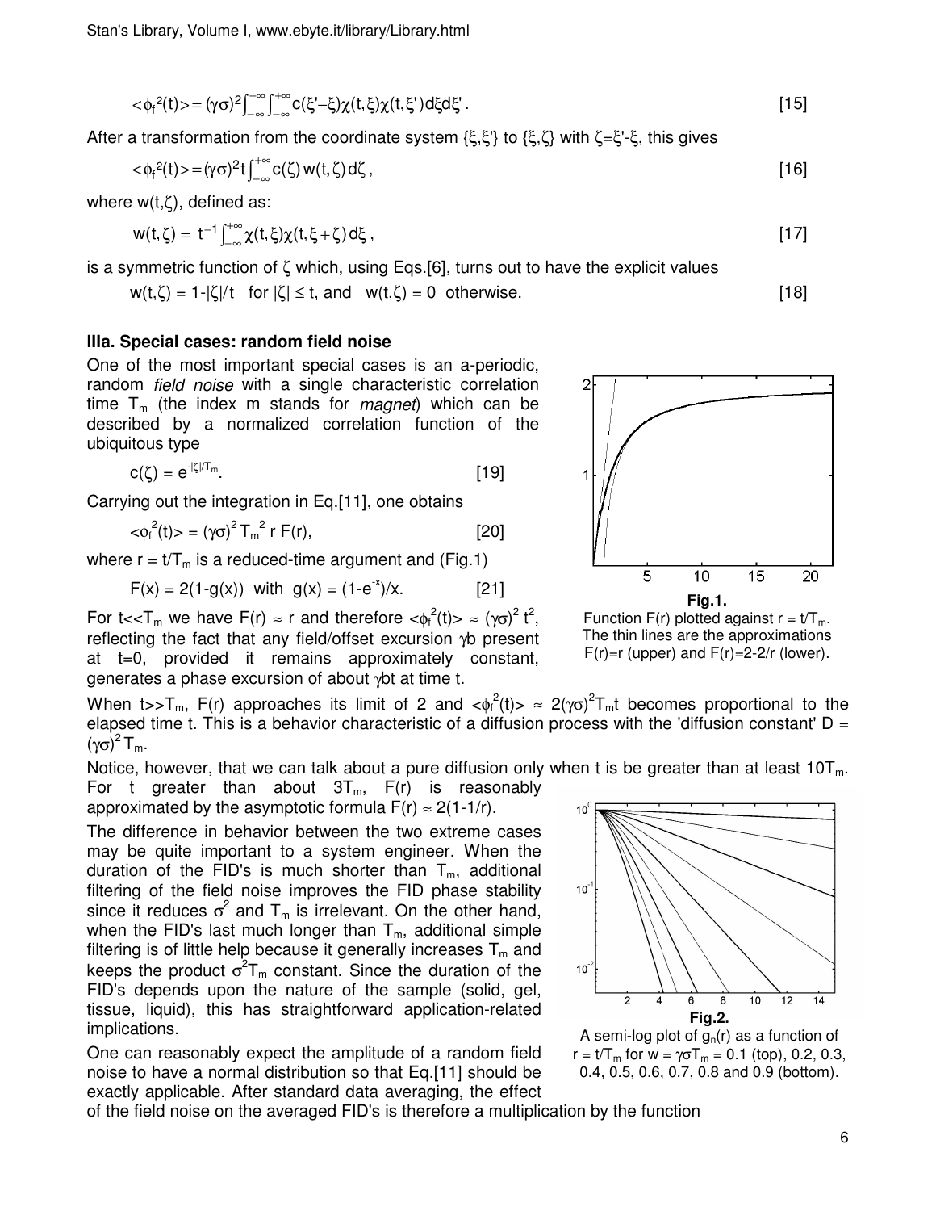$$<\phi_f^2(t)> = (\gamma\sigma)^2 \int_{-\infty}^{+\infty}\int_{-\infty}^{+\infty} c(\xi'-\xi)\chi(t,\xi)\chi(t,\xi')\,d\xi d\xi' . \qquad [15]$$

After a transformation from the coordinate system $\{\xi,\xi'\}$ to $\{\xi,\zeta\}$ with $\zeta=\xi'-\xi$, this gives

$$<\phi_f^2(t)> = (\gamma\sigma)^2 t \int_{-\infty}^{+\infty} c(\zeta)\, w(t,\zeta)\, d\zeta , \qquad [16]$$

where $w(t,\zeta)$, defined as:

$$w(t,\zeta) = t^{-1}\int_{-\infty}^{+\infty} \chi(t,\xi)\chi(t,\xi+\zeta)\,d\xi , \qquad [17]$$

is a symmetric function of $\zeta$ which, using Eqs.[6], turns out to have the explicit values

$$w(t,\zeta) = 1-|\zeta|/t \quad \text{for } |\zeta| \le t, \text{ and } \quad w(t,\zeta) = 0 \quad \text{otherwise.} \qquad [18]$$

**IIIa. Special cases: random field noise**

One of the most important special cases is an a-periodic, random *field noise* with a single characteristic correlation time $T_m$ (the index m stands for *magnet*) which can be described by a normalized correlation function of the ubiquitous type

$$c(\zeta) = e^{-|\zeta|/T_m}. \qquad [19]$$

Carrying out the integration in Eq.[11], one obtains

$$<\phi_f^2(t)> = (\gamma\sigma)^2 T_m^2\, r\, F(r), \qquad [20]$$

where $r = t/T_m$ is a reduced-time argument and (Fig.1)

$$F(x) = 2(1-g(x)) \text{ with } g(x) = (1-e^{-x})/x. \qquad [21]$$

For $t \ll T_m$ we have $F(r) \approx r$ and therefore $<\phi_f^2(t)> \approx (\gamma\sigma)^2 t^2$, reflecting the fact that any field/offset excursion $\gamma b$ present at t=0, provided it remains approximately constant, generates a phase excursion of about $\gamma bt$ at time t.

**Fig.1.**
Function $F(r)$ plotted against $r = t/T_m$. The thin lines are the approximations $F(r)=r$ (upper) and $F(r)=2-2/r$ (lower).

When $t \gg T_m$, $F(r)$ approaches its limit of 2 and $<\phi_f^2(t)> \approx 2(\gamma\sigma)^2 T_m t$ becomes proportional to the elapsed time t. This is a behavior characteristic of a diffusion process with the 'diffusion constant' $D = (\gamma\sigma)^2 T_m$.

Notice, however, that we can talk about a pure diffusion only when t is be greater than at least $10T_m$. For t greater than about $3T_m$, $F(r)$ is reasonably approximated by the asymptotic formula $F(r) \approx 2(1-1/r)$.

The difference in behavior between the two extreme cases may be quite important to a system engineer. When the duration of the FID's is much shorter than $T_m$, additional filtering of the field noise improves the FID phase stability since it reduces $\sigma^2$ and $T_m$ is irrelevant. On the other hand, when the FID's last much longer than $T_m$, additional simple filtering is of little help because it generally increases $T_m$ and keeps the product $\sigma^2 T_m$ constant. Since the duration of the FID's depends upon the nature of the sample (solid, gel, tissue, liquid), this has straightforward application-related implications.

**Fig.2.**
A semi-log plot of $g_n(r)$ as a function of $r = t/T_m$ for $w = \gamma\sigma T_m$ = 0.1 (top), 0.2, 0.3, 0.4, 0.5, 0.6, 0.7, 0.8 and 0.9 (bottom).

One can reasonably expect the amplitude of a random field noise to have a normal distribution so that Eq.[11] should be exactly applicable. After standard data averaging, the effect of the field noise on the averaged FID's is therefore a multiplication by the function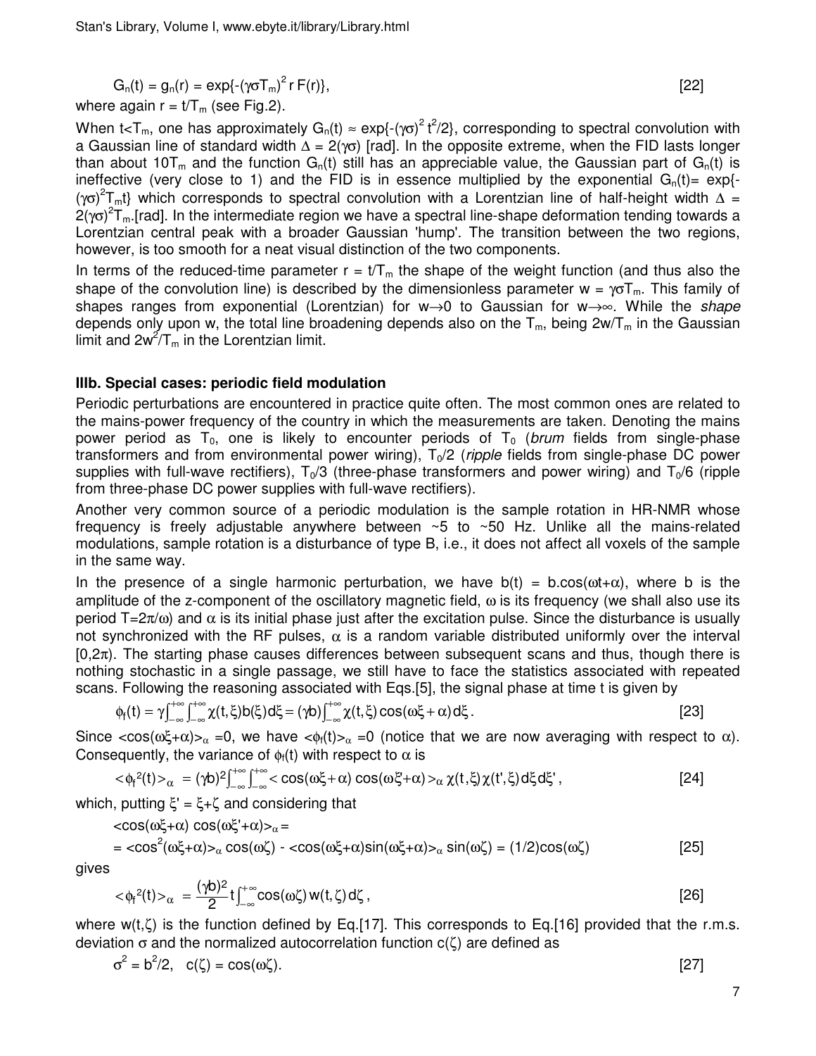$$G_n(t) = g_n(r) = \exp\{-(\gamma\sigma T_m)^2\, r\, F(r)\}, \qquad [22]$$

where again $r = t/T_m$ (see Fig.2).

When $t<T_m$, one has approximately $G_n(t) \approx \exp\{-(\gamma\sigma)^2 t^2/2\}$, corresponding to spectral convolution with a Gaussian line of standard width $\Delta = 2(\gamma\sigma)$ [rad]. In the opposite extreme, when the FID lasts longer than about $10T_m$ and the function $G_n(t)$ still has an appreciable value, the Gaussian part of $G_n(t)$ is ineffective (very close to 1) and the FID is in essence multiplied by the exponential $G_n(t)= \exp\{-(\gamma\sigma)^2 T_m t\}$ which corresponds to spectral convolution with a Lorentzian line of half-height width $\Delta = 2(\gamma\sigma)^2 T_m$.[rad]. In the intermediate region we have a spectral line-shape deformation tending towards a Lorentzian central peak with a broader Gaussian 'hump'. The transition between the two regions, however, is too smooth for a neat visual distinction of the two components.

In terms of the reduced-time parameter $r = t/T_m$ the shape of the weight function (and thus also the shape of the convolution line) is described by the dimensionless parameter $w = \gamma\sigma T_m$. This family of shapes ranges from exponential (Lorentzian) for $w\to 0$ to Gaussian for $w\to\infty$. While the *shape* depends only upon w, the total line broadening depends also on the $T_m$, being $2w/T_m$ in the Gaussian limit and $2w^2/T_m$ in the Lorentzian limit.

### IIIb. Special cases: periodic field modulation

Periodic perturbations are encountered in practice quite often. The most common ones are related to the mains-power frequency of the country in which the measurements are taken. Denoting the mains power period as $T_0$, one is likely to encounter periods of $T_0$ (*brum* fields from single-phase transformers and from environmental power wiring), $T_0/2$ (*ripple* fields from single-phase DC power supplies with full-wave rectifiers), $T_0/3$ (three-phase transformers and power wiring) and $T_0/6$ (ripple from three-phase DC power supplies with full-wave rectifiers).

Another very common source of a periodic modulation is the sample rotation in HR-NMR whose frequency is freely adjustable anywhere between ~5 to ~50 Hz. Unlike all the mains-related modulations, sample rotation is a disturbance of type B, i.e., it does not affect all voxels of the sample in the same way.

In the presence of a single harmonic perturbation, we have $b(t) = b.\cos(\omega t+\alpha)$, where b is the amplitude of the z-component of the oscillatory magnetic field, $\omega$ is its frequency (we shall also use its period $T=2\pi/\omega$) and $\alpha$ is its initial phase just after the excitation pulse. Since the disturbance is usually not synchronized with the RF pulses, $\alpha$ is a random variable distributed uniformly over the interval $[0,2\pi)$. The starting phase causes differences between subsequent scans and thus, though there is nothing stochastic in a single passage, we still have to face the statistics associated with repeated scans. Following the reasoning associated with Eqs.[5], the signal phase at time t is given by

$$\phi_f(t) = \gamma\int_{-\infty}^{+\infty}\int_{-\infty}^{+\infty}\chi(t,\xi)b(\xi)d\xi = (\gamma b)\int_{-\infty}^{+\infty}\chi(t,\xi)\cos(\omega\xi+\alpha)d\xi. \qquad [23]$$

Since $<\cos(\omega\xi+\alpha)>_\alpha =0$, we have $<\phi_f(t)>_\alpha =0$ (notice that we are now averaging with respect to $\alpha$). Consequently, the variance of $\phi_f(t)$ with respect to $\alpha$ is

$$<\phi_f^2(t)>_\alpha = (\gamma b)^2\int_{-\infty}^{+\infty}\int_{-\infty}^{+\infty}<\cos(\omega\xi+\alpha)\cos(\omega\xi'+\alpha)>_\alpha \chi(t,\xi)\chi(t',\xi)d\xi d\xi', \qquad [24]$$

which, putting $\xi' = \xi+\zeta$ and considering that

$$<\cos(\omega\xi+\alpha)\cos(\omega\xi'+\alpha)>_\alpha =$$

$$= <\cos^2(\omega\xi+\alpha)>_\alpha \cos(\omega\zeta) - <\cos(\omega\xi+\alpha)\sin(\omega\xi+\alpha)>_\alpha \sin(\omega\zeta) = (1/2)\cos(\omega\zeta) \qquad [25]$$

gives

$$<\phi_f^2(t)>_\alpha = \frac{(\gamma b)^2}{2}t\int_{-\infty}^{+\infty}\cos(\omega\zeta)\,w(t,\zeta)\,d\zeta, \qquad [26]$$

where $w(t,\zeta)$ is the function defined by Eq.[17]. This corresponds to Eq.[16] provided that the r.m.s. deviation $\sigma$ and the normalized autocorrelation function $c(\zeta)$ are defined as

$$\sigma^2 = b^2/2, \quad c(\zeta) = \cos(\omega\zeta). \qquad [27]$$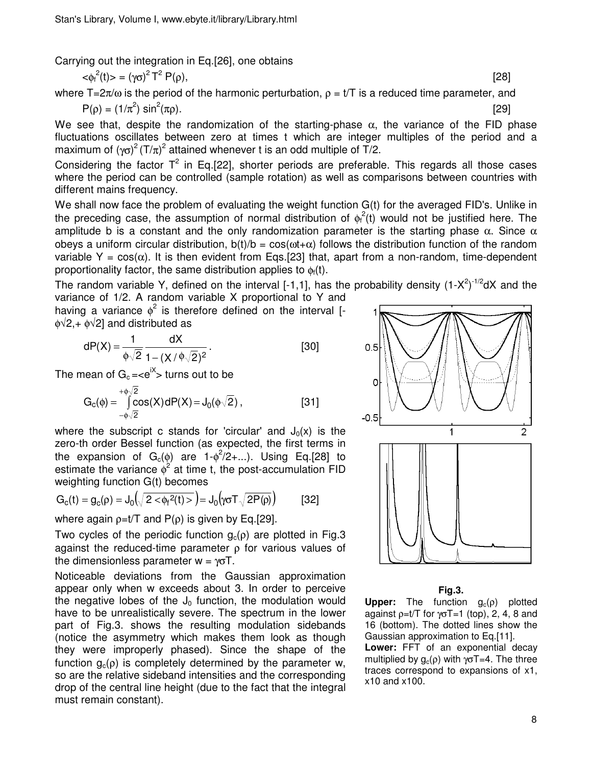Carrying out the integration in Eq.[26], one obtains

$$<\phi_f^2(t)> = (\gamma\sigma)^2 T^2 P(\rho), \qquad [28]$$

where $T=2\pi/\omega$ is the period of the harmonic perturbation, $\rho = t/T$ is a reduced time parameter, and

$$P(\rho) = (1/\pi^2) \sin^2(\pi\rho). \qquad [29]$$

We see that, despite the randomization of the starting-phase $\alpha$, the variance of the FID phase fluctuations oscillates between zero at times t which are integer multiples of the period and a maximum of $(\gamma\sigma)^2 (T/\pi)^2$ attained whenever t is an odd multiple of T/2.

Considering the factor $T^2$ in Eq.[22], shorter periods are preferable. This regards all those cases where the period can be controlled (sample rotation) as well as comparisons between countries with different mains frequency.

We shall now face the problem of evaluating the weight function G(t) for the averaged FID's. Unlike in the preceding case, the assumption of normal distribution of $\phi_f^2(t)$ would not be justified here. The amplitude b is a constant and the only randomization parameter is the starting phase $\alpha$. Since $\alpha$ obeys a uniform circular distribution, $b(t)/b = \cos(\omega t+\alpha)$ follows the distribution function of the random variable $Y = \cos(\alpha)$. It is then evident from Eqs.[23] that, apart from a non-random, time-dependent proportionality factor, the same distribution applies to $\phi_f(t)$.

The random variable Y, defined on the interval [-1,1], has the probability density $(1-X^2)^{-1/2}dX$ and the variance of 1/2. A random variable X proportional to Y and having a variance $\phi^2$ is therefore defined on the interval $[-\phi\sqrt{2},+\phi\sqrt{2}]$ and distributed as

$$dP(X) = \frac{1}{\phi\sqrt{2}} \frac{dX}{1-(X/\phi\sqrt{2})^2}. \qquad [30]$$

The mean of $G_c = <e^{iX}>$ turns out to be

$$G_c(\phi) = \int_{-\phi\sqrt{2}}^{+\phi\sqrt{2}} \cos(X)\, dP(X) = J_0(\phi\sqrt{2}), \qquad [31]$$

where the subscript c stands for 'circular' and $J_0(x)$ is the zero-th order Bessel function (as expected, the first terms in the expansion of $G_c(\phi)$ are $1-\phi^2/2+...$). Using Eq.[28] to estimate the variance $\phi^2$ at time t, the post-accumulation FID weighting function G(t) becomes

$$G_c(t) = g_c(\rho) = J_0\left(\sqrt{2<\phi_f^2(t)>}\right) = J_0\left(\gamma\sigma T\sqrt{2P(\rho)}\right) \qquad [32]$$

where again $\rho=t/T$ and $P(\rho)$ is given by Eq.[29].

Two cycles of the periodic function $g_c(\rho)$ are plotted in Fig.3 against the reduced-time parameter $\rho$ for various values of the dimensionless parameter $w = \gamma\sigma T$.

Noticeable deviations from the Gaussian approximation appear only when w exceeds about 3. In order to perceive the negative lobes of the $J_0$ function, the modulation would have to be unrealistically severe. The spectrum in the lower part of Fig.3. shows the resulting modulation sidebands (notice the asymmetry which makes them look as though they were improperly phased). Since the shape of the function $g_c(\rho)$ is completely determined by the parameter w, so are the relative sideband intensities and the corresponding drop of the central line height (due to the fact that the integral must remain constant).

**Fig.3.**

**Upper:** The function $g_c(\rho)$ plotted against $\rho=t/T$ for $\gamma\sigma T=1$ (top), 2, 4, 8 and 16 (bottom). The dotted lines show the Gaussian approximation to Eq.[11].

**Lower:** FFT of an exponential decay multiplied by $g_c(\rho)$ with $\gamma\sigma T=4$. The three traces correspond to expansions of x1, x10 and x100.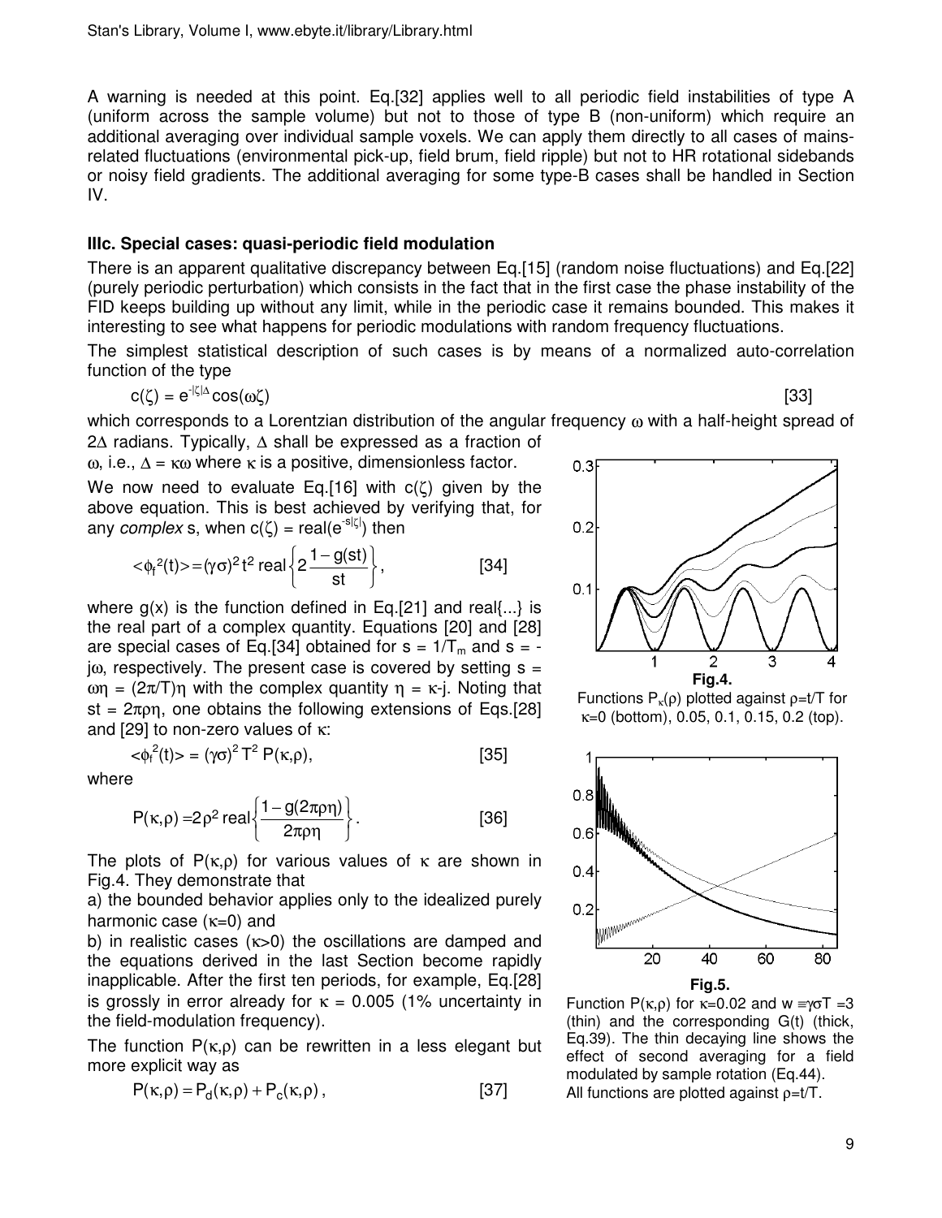A warning is needed at this point. Eq.[32] applies well to all periodic field instabilities of type A (uniform across the sample volume) but not to those of type B (non-uniform) which require an additional averaging over individual sample voxels. We can apply them directly to all cases of mains-related fluctuations (environmental pick-up, field brum, field ripple) but not to HR rotational sidebands or noisy field gradients. The additional averaging for some type-B cases shall be handled in Section IV.

### IIIc. Special cases: quasi-periodic field modulation

There is an apparent qualitative discrepancy between Eq.[15] (random noise fluctuations) and Eq.[22] (purely periodic perturbation) which consists in the fact that in the first case the phase instability of the FID keeps building up without any limit, while in the periodic case it remains bounded. This makes it interesting to see what happens for periodic modulations with random frequency fluctuations.

The simplest statistical description of such cases is by means of a normalized auto-correlation function of the type

$$c(\zeta) = e^{-|\zeta|\Delta}\cos(\omega\zeta) \qquad [33]$$

which corresponds to a Lorentzian distribution of the angular frequency $\omega$ with a half-height spread of $2\Delta$ radians. Typically, $\Delta$ shall be expressed as a fraction of $\omega$, i.e., $\Delta = \kappa\omega$ where $\kappa$ is a positive, dimensionless factor.

We now need to evaluate Eq.[16] with $c(\zeta)$ given by the above equation. This is best achieved by verifying that, for any *complex* s, when $c(\zeta) = \text{real}(e^{-s|\zeta|})$ then

$$<\phi_f^2(t)> = (\gamma\sigma)^2 t^2\, \text{real}\left\{2\frac{1-g(st)}{st}\right\}, \qquad [34]$$

where $g(x)$ is the function defined in Eq.[21] and real{...} is the real part of a complex quantity. Equations [20] and [28] are special cases of Eq.[34] obtained for $s = 1/T_m$ and $s = -j\omega$, respectively. The present case is covered by setting $s = \omega\eta = (2\pi/T)\eta$ with the complex quantity $\eta = \kappa\text{-}j$. Noting that $st = 2\pi\rho\eta$, one obtains the following extensions of Eqs.[28] and [29] to non-zero values of $\kappa$:

$$<\phi_f^2(t)> = (\gamma\sigma)^2\, T^2\, P(\kappa,\rho), \qquad [35]$$

where

$$P(\kappa,\rho) = 2\rho^2\, \text{real}\left\{\frac{1-g(2\pi\rho\eta)}{2\pi\rho\eta}\right\}. \qquad [36]$$

The plots of $P(\kappa,\rho)$ for various values of $\kappa$ are shown in Fig.4. They demonstrate that

a) the bounded behavior applies only to the idealized purely harmonic case ($\kappa$=0) and

b) in realistic cases ($\kappa$>0) the oscillations are damped and the equations derived in the last Section become rapidly inapplicable. After the first ten periods, for example, Eq.[28] is grossly in error already for $\kappa$ = 0.005 (1% uncertainty in the field-modulation frequency).

The function $P(\kappa,\rho)$ can be rewritten in a less elegant but more explicit way as

$$P(\kappa,\rho) = P_d(\kappa,\rho) + P_c(\kappa,\rho), \qquad [37]$$

**Fig.4.**
Functions $P_\kappa(\rho)$ plotted against $\rho$=t/T for $\kappa$=0 (bottom), 0.05, 0.1, 0.15, 0.2 (top).

**Fig.5.**
Function $P(\kappa,\rho)$ for $\kappa$=0.02 and $w \equiv \gamma\sigma T = 3$ (thin) and the corresponding G(t) (thick, Eq.39). The thin decaying line shows the effect of second averaging for a field modulated by sample rotation (Eq.44).
All functions are plotted against $\rho$=t/T.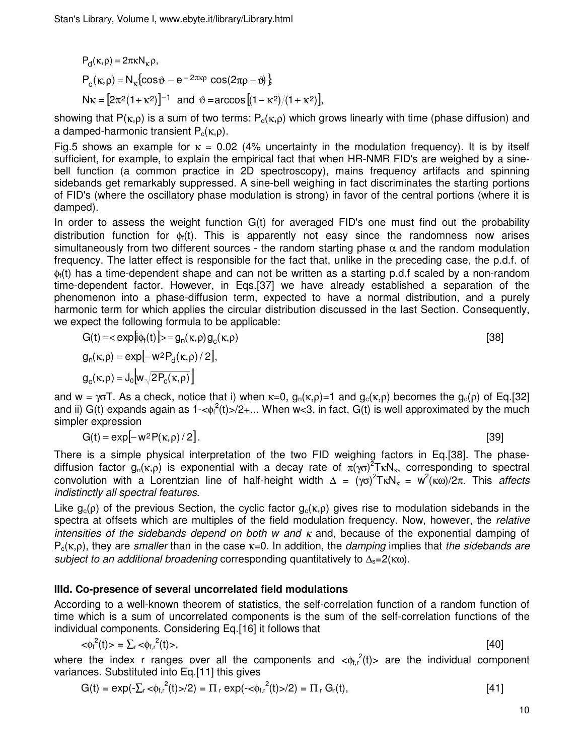$$P_d(\kappa,\rho) = 2\pi\kappa N_\kappa \rho,$$

$$P_c(\kappa,\rho) = N_\kappa\{\cos\vartheta - e^{-2\pi\kappa\rho}\cos(2\pi\rho - \vartheta)\},$$

$$N\kappa = [2\pi^2(1+\kappa^2)]^{-1} \text{ and } \vartheta = \arccos[(1-\kappa^2)/(1+\kappa^2)],$$

showing that $P(\kappa,\rho)$ is a sum of two terms: $P_d(\kappa,\rho)$ which grows linearly with time (phase diffusion) and a damped-harmonic transient $P_c(\kappa,\rho)$.

Fig.5 shows an example for $\kappa = 0.02$ (4% uncertainty in the modulation frequency). It is by itself sufficient, for example, to explain the empirical fact that when HR-NMR FID's are weighed by a sine-bell function (a common practice in 2D spectroscopy), mains frequency artifacts and spinning sidebands get remarkably suppressed. A sine-bell weighing in fact discriminates the starting portions of FID's (where the oscillatory phase modulation is strong) in favor of the central portions (where it is damped).

In order to assess the weight function G(t) for averaged FID's one must find out the probability distribution function for $\phi_f(t)$. This is apparently not easy since the randomness now arises simultaneously from two different sources - the random starting phase $\alpha$ and the random modulation frequency. The latter effect is responsible for the fact that, unlike in the preceding case, the p.d.f. of $\phi_f(t)$ has a time-dependent shape and can not be written as a starting p.d.f scaled by a non-random time-dependent factor. However, in Eqs.[37] we have already established a separation of the phenomenon into a phase-diffusion term, expected to have a normal distribution, and a purely harmonic term for which applies the circular distribution discussed in the last Section. Consequently, we expect the following formula to be applicable:

$$G(t) = \langle \exp[i\phi_f(t)] \rangle = g_n(\kappa,\rho)\, g_c(\kappa,\rho) \qquad [38]$$

$$g_n(\kappa,\rho) = \exp[-w^2 P_d(\kappa,\rho)/2],$$

$$g_c(\kappa,\rho) = J_0\left[w\sqrt{2P_c(\kappa,\rho)}\right]$$

and $w = \gamma\sigma T$. As a check, notice that i) when $\kappa$=0, $g_n(\kappa,\rho)$=1 and $g_c(\kappa,\rho)$ becomes the $g_c(\rho)$ of Eq.[32] and ii) G(t) expands again as $1-\langle\phi_f^2(t)\rangle/2+...$ When $w<3$, in fact, G(t) is well approximated by the much simpler expression

$$G(t) = \exp[-w^2 P(\kappa,\rho)/2]. \qquad [39]$$

There is a simple physical interpretation of the two FID weighing factors in Eq.[38]. The phase-diffusion factor $g_n(\kappa,\rho)$ is exponential with a decay rate of $\pi(\gamma\sigma)^2 T\kappa N_\kappa$, corresponding to spectral convolution with a Lorentzian line of half-height width $\Delta = (\gamma\sigma)^2 T\kappa N_\kappa = w^2(\kappa\omega)/2\pi$. This *affects indistinctly all spectral features*.

Like $g_c(\rho)$ of the previous Section, the cyclic factor $g_c(\kappa,\rho)$ gives rise to modulation sidebands in the spectra at offsets which are multiples of the field modulation frequency. Now, however, the *relative intensities of the sidebands depend on both w and $\kappa$* and, because of the exponential damping of $P_c(\kappa,\rho)$, they are *smaller* than in the case $\kappa$=0. In addition, the *damping* implies that *the sidebands are subject to an additional broadening* corresponding quantitatively to $\Delta_s=2(\kappa\omega)$.

### IIId. Co-presence of several uncorrelated field modulations

According to a well-known theorem of statistics, the self-correlation function of a random function of time which is a sum of uncorrelated components is the sum of the self-correlation functions of the individual components. Considering Eq.[16] it follows that

$$\langle\phi_f^2(t)\rangle = \Sigma_r \langle\phi_{f,r}^2(t)\rangle, \qquad [40]$$

where the index r ranges over all the components and $\langle\phi_{f,r}^2(t)\rangle$ are the individual component variances. Substituted into Eq.[11] this gives

$$G(t) = \exp(-\Sigma_r \langle\phi_{f,r}^2(t)\rangle/2) = \Pi_r \exp(-\langle\phi_{f,r}^2(t)\rangle/2) = \Pi_r G_r(t), \qquad [41]$$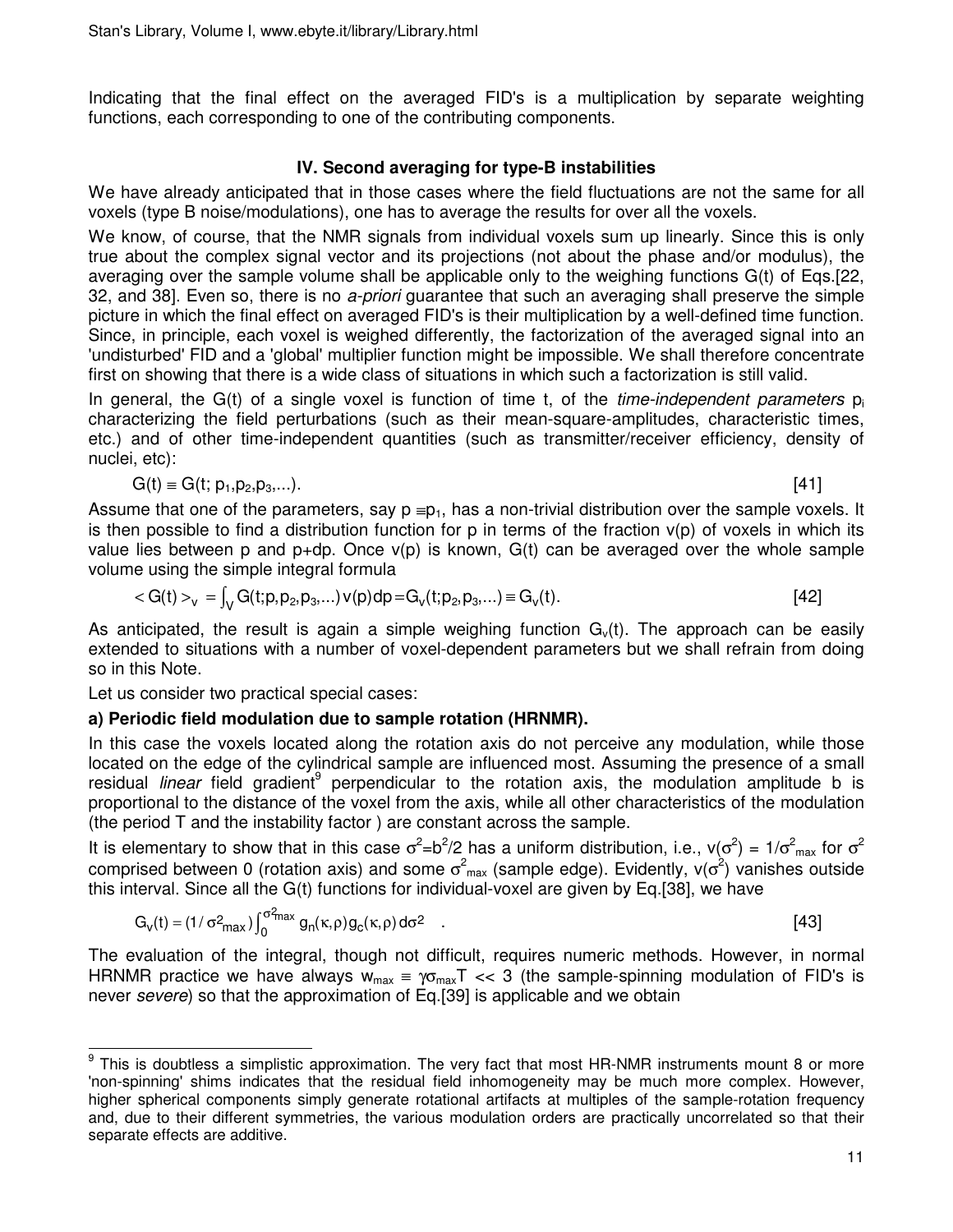Indicating that the final effect on the averaged FID's is a multiplication by separate weighting functions, each corresponding to one of the contributing components.

### IV. Second averaging for type-B instabilities

We have already anticipated that in those cases where the field fluctuations are not the same for all voxels (type B noise/modulations), one has to average the results for over all the voxels.

We know, of course, that the NMR signals from individual voxels sum up linearly. Since this is only true about the complex signal vector and its projections (not about the phase and/or modulus), the averaging over the sample volume shall be applicable only to the weighing functions G(t) of Eqs.[22, 32, and 38]. Even so, there is no *a-priori* guarantee that such an averaging shall preserve the simple picture in which the final effect on averaged FID's is their multiplication by a well-defined time function. Since, in principle, each voxel is weighed differently, the factorization of the averaged signal into an 'undisturbed' FID and a 'global' multiplier function might be impossible. We shall therefore concentrate first on showing that there is a wide class of situations in which such a factorization is still valid.

In general, the G(t) of a single voxel is function of time t, of the *time-independent parameters* $p_i$ characterizing the field perturbations (such as their mean-square-amplitudes, characteristic times, etc.) and of other time-independent quantities (such as transmitter/receiver efficiency, density of nuclei, etc):

$$G(t) \equiv G(t;\, p_1,p_2,p_3,...). \qquad [41]$$

Assume that one of the parameters, say $p \equiv p_1$, has a non-trivial distribution over the sample voxels. It is then possible to find a distribution function for p in terms of the fraction v(p) of voxels in which its value lies between p and p+dp. Once v(p) is known, G(t) can be averaged over the whole sample volume using the simple integral formula

$$< G(t) >_v \; = \int_V G(t;p,p_2,p_3,...)\, v(p)\, dp = G_v(t;p_2,p_3,...) \equiv G_v(t). \qquad [42]$$

As anticipated, the result is again a simple weighing function $G_v(t)$. The approach can be easily extended to situations with a number of voxel-dependent parameters but we shall refrain from doing so in this Note.

Let us consider two practical special cases:

**a) Periodic field modulation due to sample rotation (HRNMR).**

In this case the voxels located along the rotation axis do not perceive any modulation, while those located on the edge of the cylindrical sample are influenced most. Assuming the presence of a small residual *linear* field gradient[9] perpendicular to the rotation axis, the modulation amplitude b is proportional to the distance of the voxel from the axis, while all other characteristics of the modulation (the period T and the instability factor ) are constant across the sample.

It is elementary to show that in this case $\sigma^2 = b^2/2$ has a uniform distribution, i.e., $v(\sigma^2) = 1/\sigma^2_{max}$ for $\sigma^2$ comprised between 0 (rotation axis) and some $\sigma^2_{max}$ (sample edge). Evidently, $v(\sigma^2)$ vanishes outside this interval. Since all the G(t) functions for individual-voxel are given by Eq.[38], we have

$$G_v(t) = (1/\sigma^2_{max}) \int_0^{\sigma^2_{max}} g_n(\kappa,\rho)\, g_c(\kappa,\rho)\, d\sigma^2 \quad . \qquad [43]$$

The evaluation of the integral, though not difficult, requires numeric methods. However, in normal HRNMR practice we have always $w_{max} \equiv \gamma\sigma_{max}T << 3$ (the sample-spinning modulation of FID's is never *severe*) so that the approximation of Eq.[39] is applicable and we obtain

---

[9] This is doubtless a simplistic approximation. The very fact that most HR-NMR instruments mount 8 or more 'non-spinning' shims indicates that the residual field inhomogeneity may be much more complex. However, higher spherical components simply generate rotational artifacts at multiples of the sample-rotation frequency and, due to their different symmetries, the various modulation orders are practically uncorrelated so that their separate effects are additive.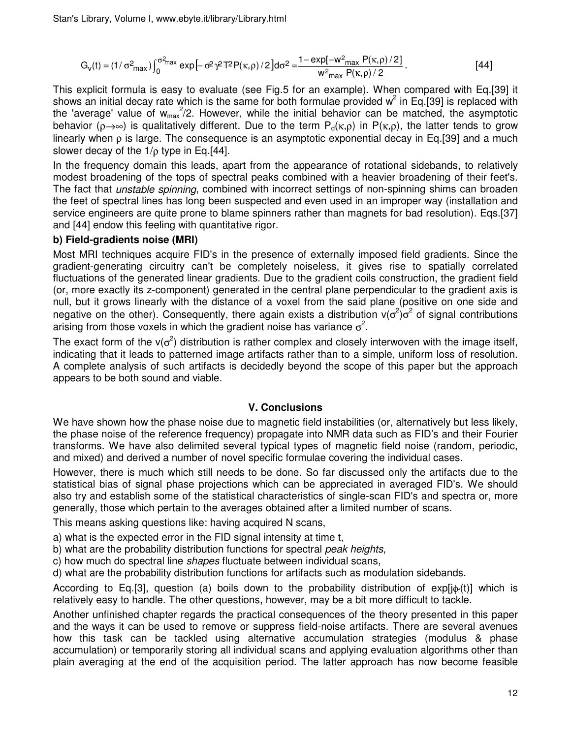$$G_V(t) = (1/\sigma^2_{max})\int_0^{\sigma^2_{max}} \exp\left[-\sigma^2\gamma^2 T^2 P(\kappa,\rho)/2\right] d\sigma^2 = \frac{1-\exp[-w^2_{max}\,P(\kappa,\rho)/2]}{w^2_{max}\,P(\kappa,\rho)/2}\,. \qquad [44]$$

This explicit formula is easy to evaluate (see Fig.5 for an example). When compared with Eq.[39] it shows an initial decay rate which is the same for both formulae provided $w^2$ in Eq.[39] is replaced with the 'average' value of $w_{max}^2/2$. However, while the initial behavior can be matched, the asymptotic behavior ($\rho\rightarrow\infty$) is qualitatively different. Due to the term $P_d(\kappa,\rho)$ in $P(\kappa,\rho)$, the latter tends to grow linearly when $\rho$ is large. The consequence is an asymptotic exponential decay in Eq.[39] and a much slower decay of the $1/\rho$ type in Eq.[44].

In the frequency domain this leads, apart from the appearance of rotational sidebands, to relatively modest broadening of the tops of spectral peaks combined with a heavier broadening of their feet's. The fact that *unstable spinning*, combined with incorrect settings of non-spinning shims can broaden the feet of spectral lines has long been suspected and even used in an improper way (installation and service engineers are quite prone to blame spinners rather than magnets for bad resolution). Eqs.[37] and [44] endow this feeling with quantitative rigor.

**b) Field-gradients noise (MRI)**

Most MRI techniques acquire FID's in the presence of externally imposed field gradients. Since the gradient-generating circuitry can't be completely noiseless, it gives rise to spatially correlated fluctuations of the generated linear gradients. Due to the gradient coils construction, the gradient field (or, more exactly its z-component) generated in the central plane perpendicular to the gradient axis is null, but it grows linearly with the distance of a voxel from the said plane (positive on one side and negative on the other). Consequently, there again exists a distribution $v(\sigma^2)\sigma^2$ of signal contributions arising from those voxels in which the gradient noise has variance $\sigma^2$.

The exact form of the $v(\sigma^2)$ distribution is rather complex and closely interwoven with the image itself, indicating that it leads to patterned image artifacts rather than to a simple, uniform loss of resolution. A complete analysis of such artifacts is decidedly beyond the scope of this paper but the approach appears to be both sound and viable.

## V. Conclusions

We have shown how the phase noise due to magnetic field instabilities (or, alternatively but less likely, the phase noise of the reference frequency) propagate into NMR data such as FID's and their Fourier transforms. We have also delimited several typical types of magnetic field noise (random, periodic, and mixed) and derived a number of novel specific formulae covering the individual cases.

However, there is much which still needs to be done. So far discussed only the artifacts due to the statistical bias of signal phase projections which can be appreciated in averaged FID's. We should also try and establish some of the statistical characteristics of single-scan FID's and spectra or, more generally, those which pertain to the averages obtained after a limited number of scans.

This means asking questions like: having acquired N scans,

a) what is the expected error in the FID signal intensity at time t,

b) what are the probability distribution functions for spectral *peak heights*,

c) how much do spectral line *shapes* fluctuate between individual scans,

d) what are the probability distribution functions for artifacts such as modulation sidebands.

According to Eq.[3], question (a) boils down to the probability distribution of $\exp[j\phi_f(t)]$ which is relatively easy to handle. The other questions, however, may be a bit more difficult to tackle.

Another unfinished chapter regards the practical consequences of the theory presented in this paper and the ways it can be used to remove or suppress field-noise artifacts. There are several avenues how this task can be tackled using alternative accumulation strategies (modulus & phase accumulation) or temporarily storing all individual scans and applying evaluation algorithms other than plain averaging at the end of the acquisition period. The latter approach has now become feasible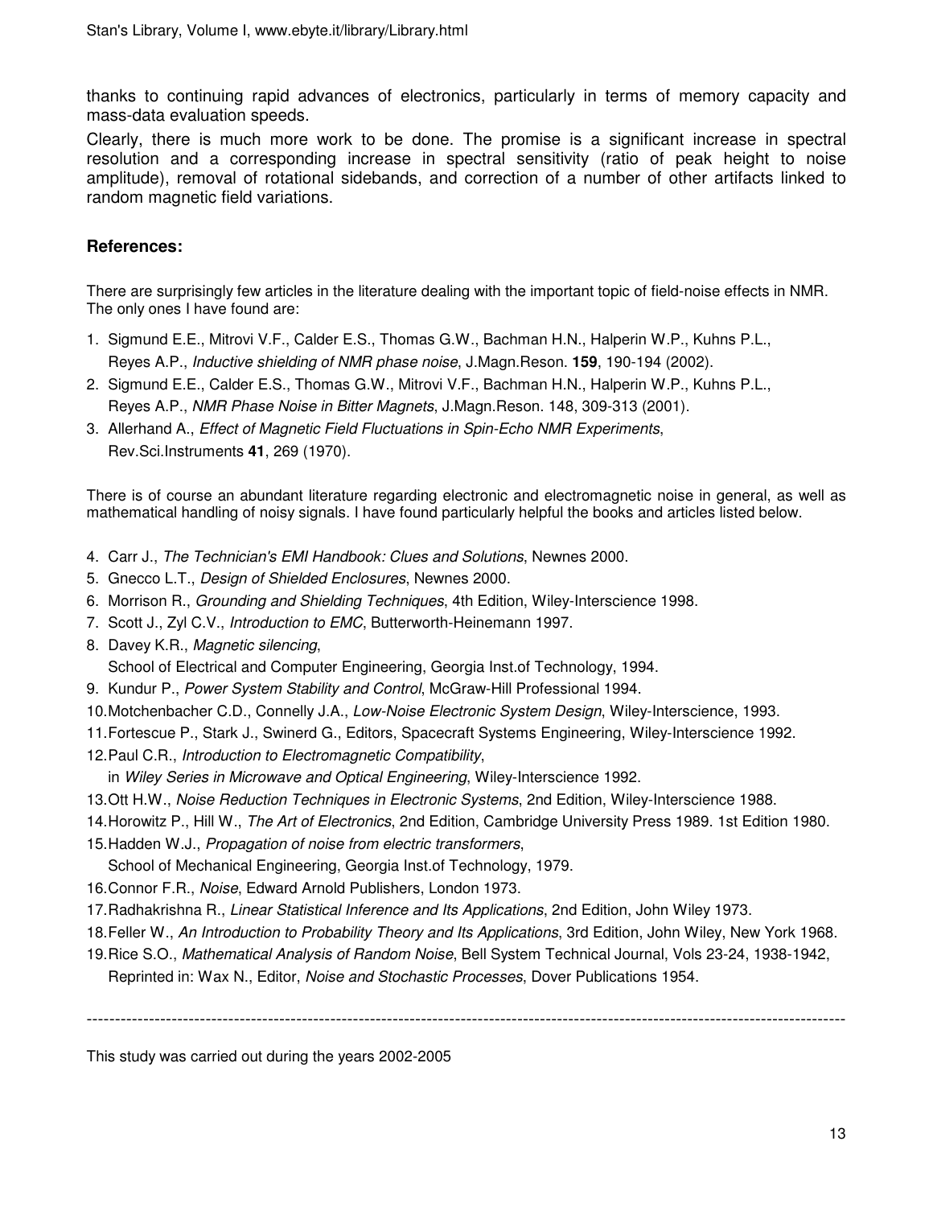thanks to continuing rapid advances of electronics, particularly in terms of memory capacity and mass-data evaluation speeds.

Clearly, there is much more work to be done. The promise is a significant increase in spectral resolution and a corresponding increase in spectral sensitivity (ratio of peak height to noise amplitude), removal of rotational sidebands, and correction of a number of other artifacts linked to random magnetic field variations.

### References:

There are surprisingly few articles in the literature dealing with the important topic of field-noise effects in NMR. The only ones I have found are:

1. Sigmund E.E., Mitrovi V.F., Calder E.S., Thomas G.W., Bachman H.N., Halperin W.P., Kuhns P.L., Reyes A.P., *Inductive shielding of NMR phase noise*, J.Magn.Reson. **159**, 190-194 (2002).
2. Sigmund E.E., Calder E.S., Thomas G.W., Mitrovi V.F., Bachman H.N., Halperin W.P., Kuhns P.L., Reyes A.P., *NMR Phase Noise in Bitter Magnets*, J.Magn.Reson. 148, 309-313 (2001).
3. Allerhand A., *Effect of Magnetic Field Fluctuations in Spin-Echo NMR Experiments*, Rev.Sci.Instruments **41**, 269 (1970).

There is of course an abundant literature regarding electronic and electromagnetic noise in general, as well as mathematical handling of noisy signals. I have found particularly helpful the books and articles listed below.

4. Carr J., *The Technician's EMI Handbook: Clues and Solutions*, Newnes 2000.
5. Gnecco L.T., *Design of Shielded Enclosures*, Newnes 2000.
6. Morrison R., *Grounding and Shielding Techniques*, 4th Edition, Wiley-Interscience 1998.
7. Scott J., Zyl C.V., *Introduction to EMC*, Butterworth-Heinemann 1997.
8. Davey K.R., *Magnetic silencing*, School of Electrical and Computer Engineering, Georgia Inst.of Technology, 1994.
9. Kundur P., *Power System Stability and Control*, McGraw-Hill Professional 1994.
10. Motchenbacher C.D., Connelly J.A., *Low-Noise Electronic System Design*, Wiley-Interscience, 1993.
11. Fortescue P., Stark J., Swinerd G., Editors, Spacecraft Systems Engineering, Wiley-Interscience 1992.
12. Paul C.R., *Introduction to Electromagnetic Compatibility*, in *Wiley Series in Microwave and Optical Engineering*, Wiley-Interscience 1992.
13. Ott H.W., *Noise Reduction Techniques in Electronic Systems*, 2nd Edition, Wiley-Interscience 1988.
14. Horowitz P., Hill W., *The Art of Electronics*, 2nd Edition, Cambridge University Press 1989. 1st Edition 1980.
15. Hadden W.J., *Propagation of noise from electric transformers*, School of Mechanical Engineering, Georgia Inst.of Technology, 1979.
16. Connor F.R., *Noise*, Edward Arnold Publishers, London 1973.
17. Radhakrishna R., *Linear Statistical Inference and Its Applications*, 2nd Edition, John Wiley 1973.
18. Feller W., *An Introduction to Probability Theory and Its Applications*, 3rd Edition, John Wiley, New York 1968.
19. Rice S.O., *Mathematical Analysis of Random Noise*, Bell System Technical Journal, Vols 23-24, 1938-1942, Reprinted in: Wax N., Editor, *Noise and Stochastic Processes*, Dover Publications 1954.

---

This study was carried out during the years 2002-2005